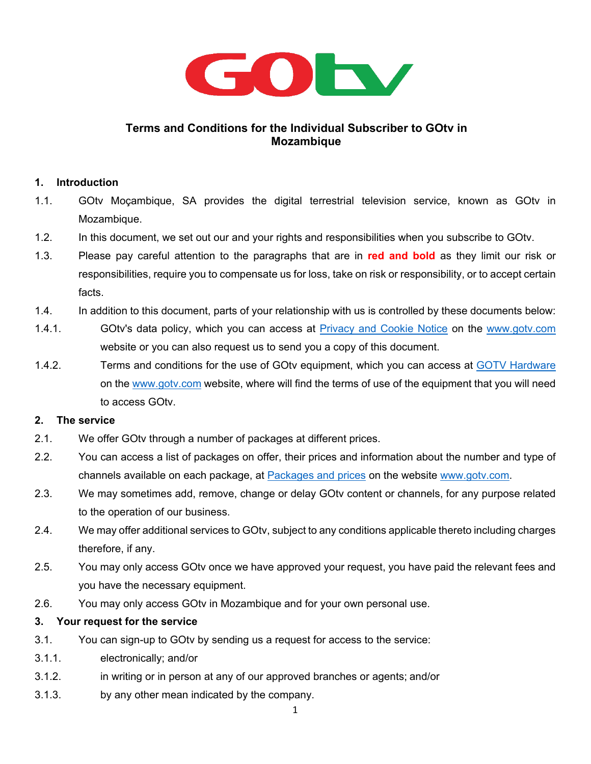**GOtv**

# Terms and Conditions for the Individual Subscriber to GOtv in Mozambique

## 1. Introduction

1.1. GOtv Moçambique, SA provides the digital terrestrial television service, known as GOtv in Mozambique.

1.2. In this document, we set out our and your rights and responsibilities when you subscribe to GOtv.

1.3. Please pay careful attention to the paragraphs that are in **red and bold** as they limit our risk or responsibilities, require you to compensate us for loss, take on risk or responsibility, or to accept certain facts.

1.4. In addition to this document, parts of your relationship with us is controlled by these documents below:

1.4.1. GOtv's data policy, which you can access at Privacy and Cookie Notice on the www.gotv.com website or you can also request us to send you a copy of this document.

1.4.2. Terms and conditions for the use of GOtv equipment, which you can access at GOTV Hardware on the www.gotv.com website, where will find the terms of use of the equipment that you will need to access GOtv.

## 2. The service

2.1. We offer GOtv through a number of packages at different prices.

2.2. You can access a list of packages on offer, their prices and information about the number and type of channels available on each package, at Packages and prices on the website www.gotv.com.

2.3. We may sometimes add, remove, change or delay GOtv content or channels, for any purpose related to the operation of our business.

2.4. We may offer additional services to GOtv, subject to any conditions applicable thereto including charges therefore, if any.

2.5. You may only access GOtv once we have approved your request, you have paid the relevant fees and you have the necessary equipment.

2.6. You may only access GOtv in Mozambique and for your own personal use.

## 3. Your request for the service

3.1. You can sign-up to GOtv by sending us a request for access to the service:

3.1.1. electronically; and/or

3.1.2. in writing or in person at any of our approved branches or agents; and/or

3.1.3. by any other mean indicated by the company.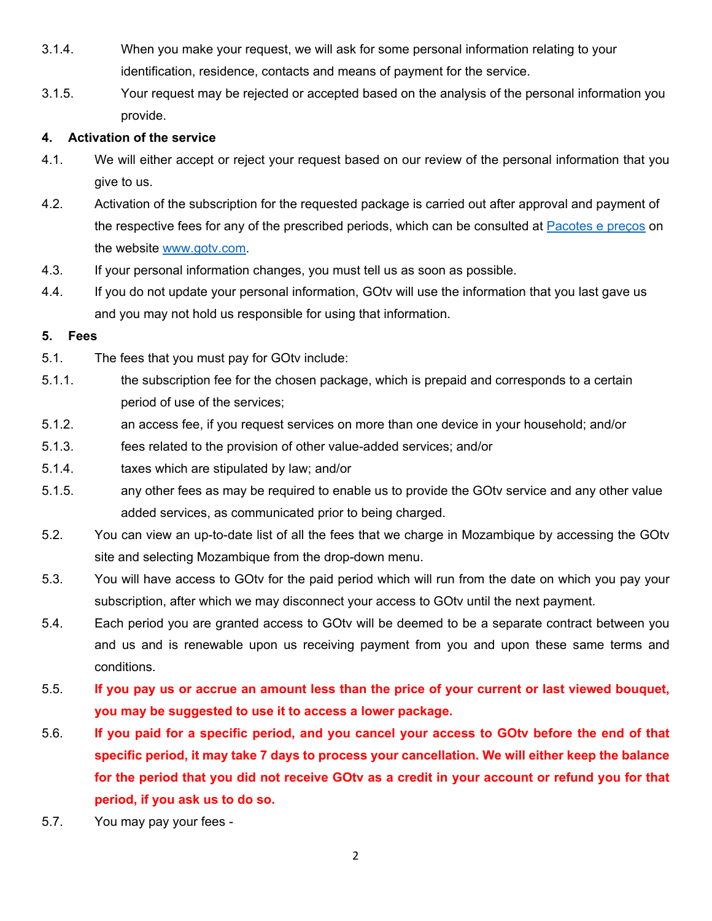3.1.4. When you make your request, we will ask for some personal information relating to your identification, residence, contacts and means of payment for the service.

3.1.5. Your request may be rejected or accepted based on the analysis of the personal information you provide.

**4. Activation of the service**

4.1. We will either accept or reject your request based on our review of the personal information that you give to us.

4.2. Activation of the subscription for the requested package is carried out after approval and payment of the respective fees for any of the prescribed periods, which can be consulted at [Pacotes e preços](#) on the website [www.gotv.com](http://www.gotv.com).

4.3. If your personal information changes, you must tell us as soon as possible.

4.4. If you do not update your personal information, GOtv will use the information that you last gave us and you may not hold us responsible for using that information.

**5. Fees**

5.1. The fees that you must pay for GOtv include:

5.1.1. the subscription fee for the chosen package, which is prepaid and corresponds to a certain period of use of the services;

5.1.2. an access fee, if you request services on more than one device in your household; and/or

5.1.3. fees related to the provision of other value-added services; and/or

5.1.4. taxes which are stipulated by law; and/or

5.1.5. any other fees as may be required to enable us to provide the GOtv service and any other value added services, as communicated prior to being charged.

5.2. You can view an up-to-date list of all the fees that we charge in Mozambique by accessing the GOtv site and selecting Mozambique from the drop-down menu.

5.3. You will have access to GOtv for the paid period which will run from the date on which you pay your subscription, after which we may disconnect your access to GOtv until the next payment.

5.4. Each period you are granted access to GOtv will be deemed to be a separate contract between you and us and is renewable upon us receiving payment from you and upon these same terms and conditions.

5.5. **If you pay us or accrue an amount less than the price of your current or last viewed bouquet, you may be suggested to use it to access a lower package.**

5.6. **If you paid for a specific period, and you cancel your access to GOtv before the end of that specific period, it may take 7 days to process your cancellation. We will either keep the balance for the period that you did not receive GOtv as a credit in your account or refund you for that period, if you ask us to do so.**

5.7. You may pay your fees -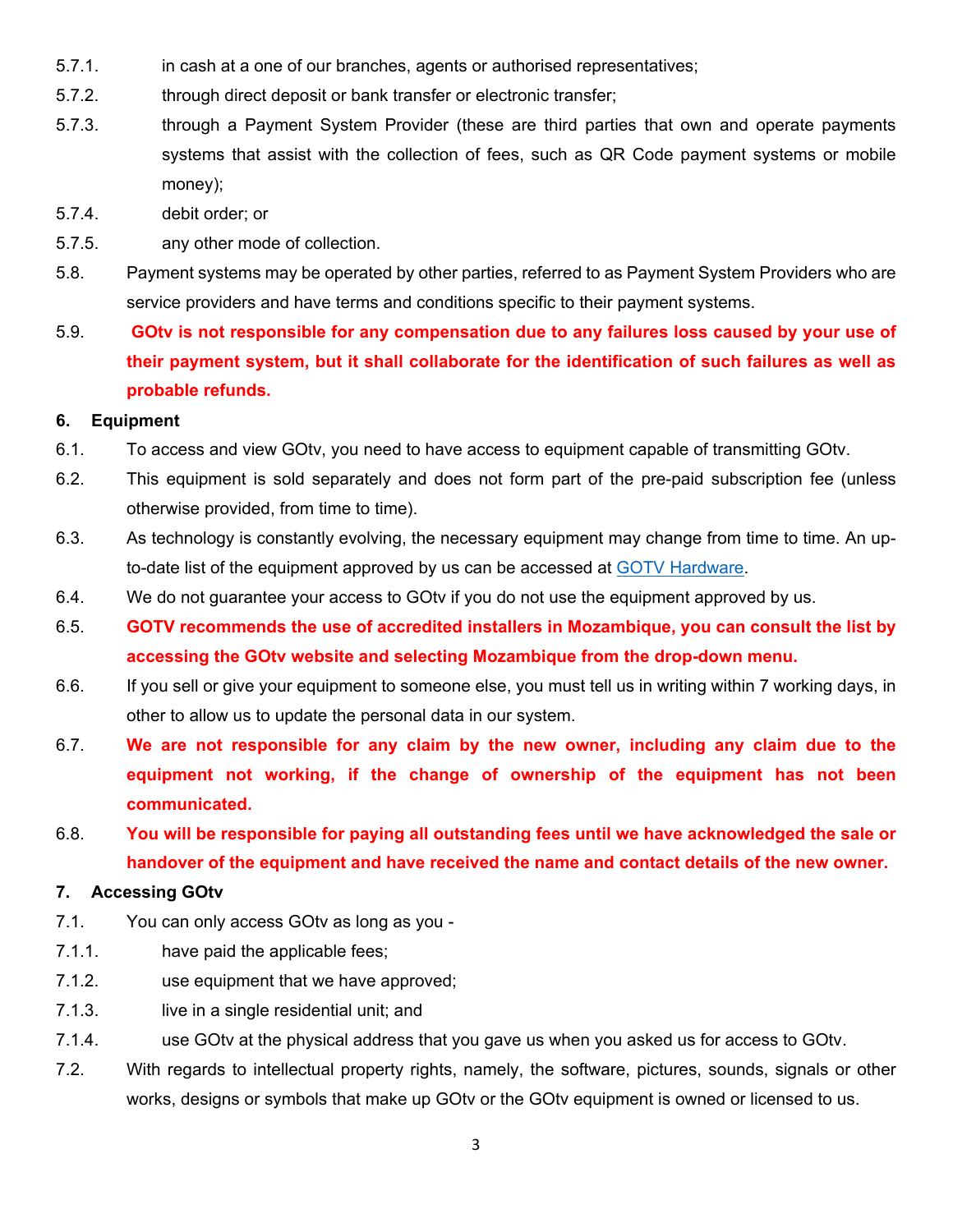5.7.1. in cash at a one of our branches, agents or authorised representatives;

5.7.2. through direct deposit or bank transfer or electronic transfer;

5.7.3. through a Payment System Provider (these are third parties that own and operate payments systems that assist with the collection of fees, such as QR Code payment systems or mobile money);

5.7.4. debit order; or

5.7.5. any other mode of collection.

5.8. Payment systems may be operated by other parties, referred to as Payment System Providers who are service providers and have terms and conditions specific to their payment systems.

5.9. **GOtv is not responsible for any compensation due to any failures loss caused by your use of their payment system, but it shall collaborate for the identification of such failures as well as probable refunds.**

**6. Equipment**

6.1. To access and view GOtv, you need to have access to equipment capable of transmitting GOtv.

6.2. This equipment is sold separately and does not form part of the pre-paid subscription fee (unless otherwise provided, from time to time).

6.3. As technology is constantly evolving, the necessary equipment may change from time to time. An up-to-date list of the equipment approved by us can be accessed at GOTV Hardware.

6.4. We do not guarantee your access to GOtv if you do not use the equipment approved by us.

6.5. **GOTV recommends the use of accredited installers in Mozambique, you can consult the list by accessing the GOtv website and selecting Mozambique from the drop-down menu.**

6.6. If you sell or give your equipment to someone else, you must tell us in writing within 7 working days, in other to allow us to update the personal data in our system.

6.7. **We are not responsible for any claim by the new owner, including any claim due to the equipment not working, if the change of ownership of the equipment has not been communicated.**

6.8. **You will be responsible for paying all outstanding fees until we have acknowledged the sale or handover of the equipment and have received the name and contact details of the new owner.**

**7. Accessing GOtv**

7.1. You can only access GOtv as long as you -

7.1.1. have paid the applicable fees;

7.1.2. use equipment that we have approved;

7.1.3. live in a single residential unit; and

7.1.4. use GOtv at the physical address that you gave us when you asked us for access to GOtv.

7.2. With regards to intellectual property rights, namely, the software, pictures, sounds, signals or other works, designs or symbols that make up GOtv or the GOtv equipment is owned or licensed to us.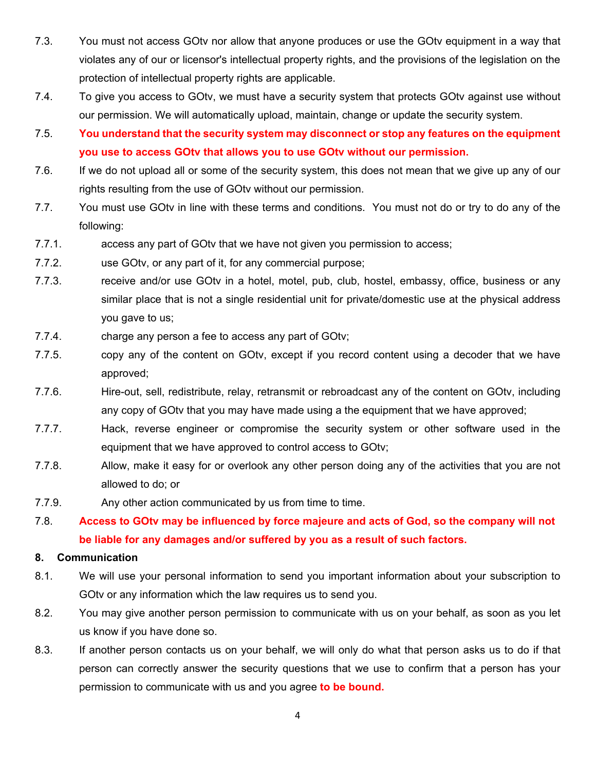7.3. You must not access GOtv nor allow that anyone produces or use the GOtv equipment in a way that violates any of our or licensor's intellectual property rights, and the provisions of the legislation on the protection of intellectual property rights are applicable.

7.4. To give you access to GOtv, we must have a security system that protects GOtv against use without our permission. We will automatically upload, maintain, change or update the security system.

7.5. **You understand that the security system may disconnect or stop any features on the equipment you use to access GOtv that allows you to use GOtv without our permission.**

7.6. If we do not upload all or some of the security system, this does not mean that we give up any of our rights resulting from the use of GOtv without our permission.

7.7. You must use GOtv in line with these terms and conditions. You must not do or try to do any of the following:

7.7.1. access any part of GOtv that we have not given you permission to access;

7.7.2. use GOtv, or any part of it, for any commercial purpose;

7.7.3. receive and/or use GOtv in a hotel, motel, pub, club, hostel, embassy, office, business or any similar place that is not a single residential unit for private/domestic use at the physical address you gave to us;

7.7.4. charge any person a fee to access any part of GOtv;

7.7.5. copy any of the content on GOtv, except if you record content using a decoder that we have approved;

7.7.6. Hire-out, sell, redistribute, relay, retransmit or rebroadcast any of the content on GOtv, including any copy of GOtv that you may have made using a the equipment that we have approved;

7.7.7. Hack, reverse engineer or compromise the security system or other software used in the equipment that we have approved to control access to GOtv;

7.7.8. Allow, make it easy for or overlook any other person doing any of the activities that you are not allowed to do; or

7.7.9. Any other action communicated by us from time to time.

7.8. **Access to GOtv may be influenced by force majeure and acts of God, so the company will not be liable for any damages and/or suffered by you as a result of such factors.**

**8. Communication**

8.1. We will use your personal information to send you important information about your subscription to GOtv or any information which the law requires us to send you.

8.2. You may give another person permission to communicate with us on your behalf, as soon as you let us know if you have done so.

8.3. If another person contacts us on your behalf, we will only do what that person asks us to do if that person can correctly answer the security questions that we use to confirm that a person has your permission to communicate with us and you agree **to be bound.**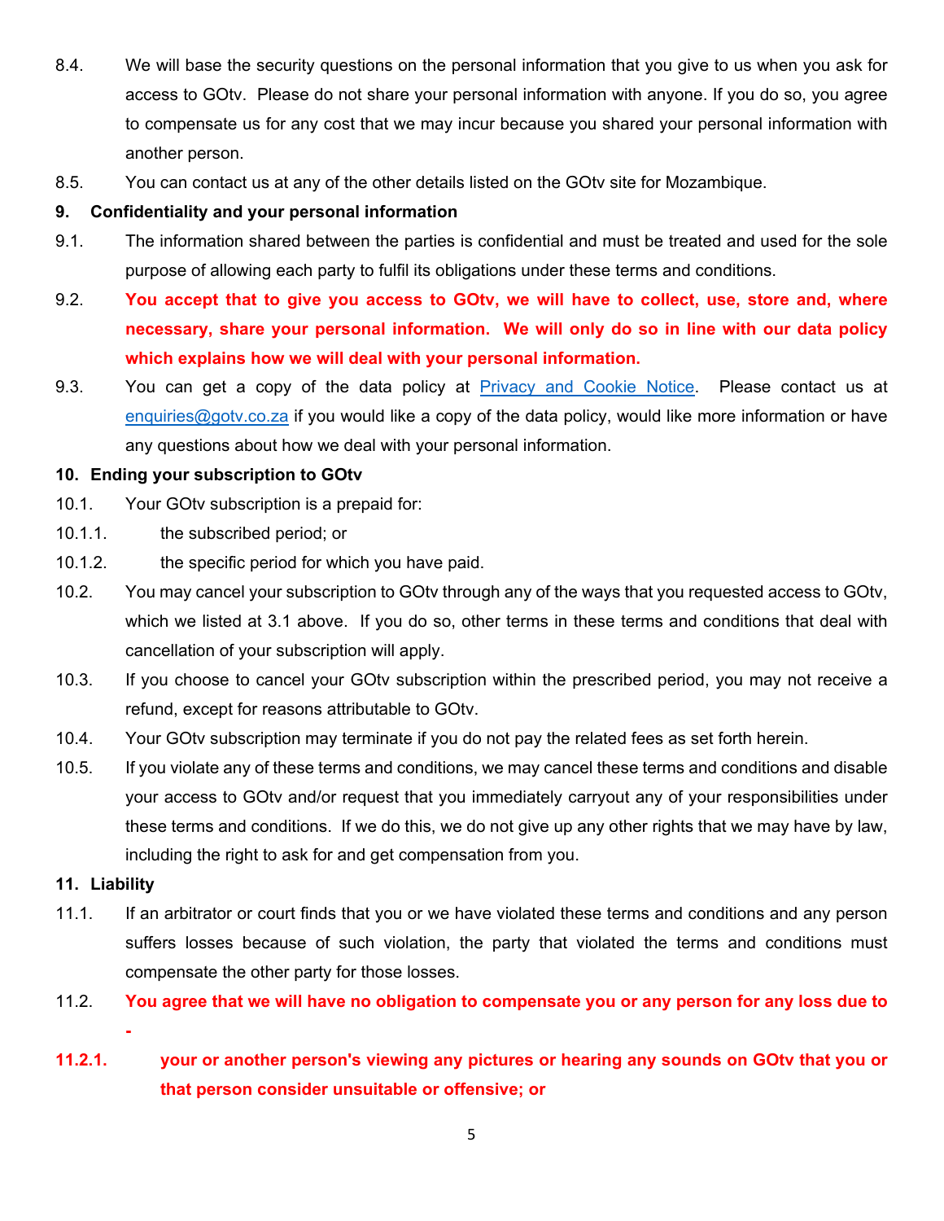8.4. We will base the security questions on the personal information that you give to us when you ask for access to GOtv. Please do not share your personal information with anyone. If you do so, you agree to compensate us for any cost that we may incur because you shared your personal information with another person.

8.5. You can contact us at any of the other details listed on the GOtv site for Mozambique.

**9. Confidentiality and your personal information**

9.1. The information shared between the parties is confidential and must be treated and used for the sole purpose of allowing each party to fulfil its obligations under these terms and conditions.

9.2. **You accept that to give you access to GOtv, we will have to collect, use, store and, where necessary, share your personal information. We will only do so in line with our data policy which explains how we will deal with your personal information.**

9.3. You can get a copy of the data policy at [Privacy and Cookie Notice](). Please contact us at [enquiries@gotv.co.za](mailto:enquiries@gotv.co.za) if you would like a copy of the data policy, would like more information or have any questions about how we deal with your personal information.

**10. Ending your subscription to GOtv**

10.1. Your GOtv subscription is a prepaid for:

10.1.1. the subscribed period; or

10.1.2. the specific period for which you have paid.

10.2. You may cancel your subscription to GOtv through any of the ways that you requested access to GOtv, which we listed at 3.1 above. If you do so, other terms in these terms and conditions that deal with cancellation of your subscription will apply.

10.3. If you choose to cancel your GOtv subscription within the prescribed period, you may not receive a refund, except for reasons attributable to GOtv.

10.4. Your GOtv subscription may terminate if you do not pay the related fees as set forth herein.

10.5. If you violate any of these terms and conditions, we may cancel these terms and conditions and disable your access to GOtv and/or request that you immediately carryout any of your responsibilities under these terms and conditions. If we do this, we do not give up any other rights that we may have by law, including the right to ask for and get compensation from you.

**11. Liability**

11.1. If an arbitrator or court finds that you or we have violated these terms and conditions and any person suffers losses because of such violation, the party that violated the terms and conditions must compensate the other party for those losses.

11.2. **You agree that we will have no obligation to compensate you or any person for any loss due to -**

**11.2.1. your or another person's viewing any pictures or hearing any sounds on GOtv that you or that person consider unsuitable or offensive; or**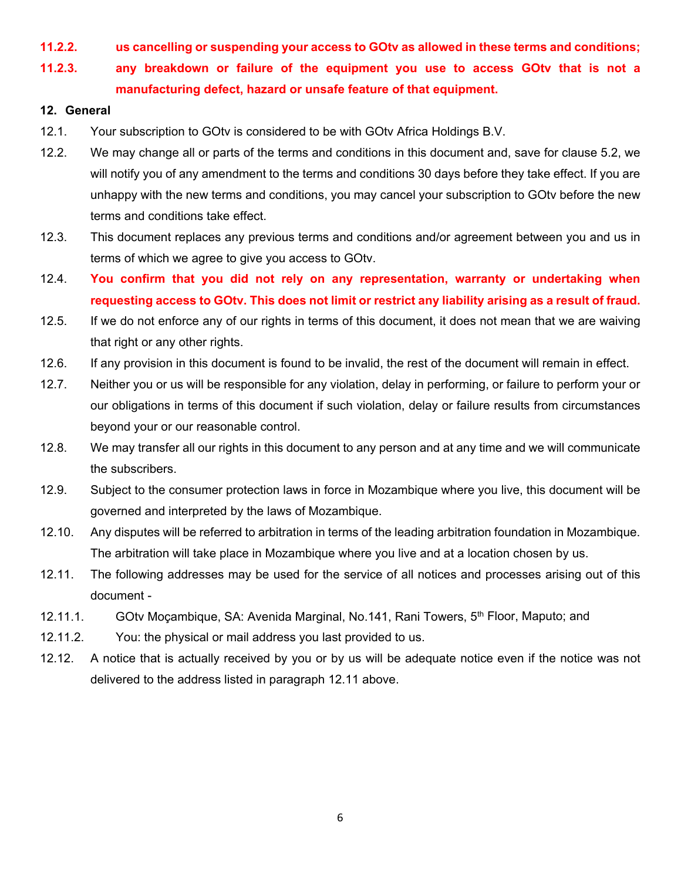**11.2.2. us cancelling or suspending your access to GOtv as allowed in these terms and conditions;**

**11.2.3. any breakdown or failure of the equipment you use to access GOtv that is not a manufacturing defect, hazard or unsafe feature of that equipment.**

**12. General**

12.1. Your subscription to GOtv is considered to be with GOtv Africa Holdings B.V.

12.2. We may change all or parts of the terms and conditions in this document and, save for clause 5.2, we will notify you of any amendment to the terms and conditions 30 days before they take effect. If you are unhappy with the new terms and conditions, you may cancel your subscription to GOtv before the new terms and conditions take effect.

12.3. This document replaces any previous terms and conditions and/or agreement between you and us in terms of which we agree to give you access to GOtv.

12.4. **You confirm that you did not rely on any representation, warranty or undertaking when requesting access to GOtv. This does not limit or restrict any liability arising as a result of fraud.**

12.5. If we do not enforce any of our rights in terms of this document, it does not mean that we are waiving that right or any other rights.

12.6. If any provision in this document is found to be invalid, the rest of the document will remain in effect.

12.7. Neither you or us will be responsible for any violation, delay in performing, or failure to perform your or our obligations in terms of this document if such violation, delay or failure results from circumstances beyond your or our reasonable control.

12.8. We may transfer all our rights in this document to any person and at any time and we will communicate the subscribers.

12.9. Subject to the consumer protection laws in force in Mozambique where you live, this document will be governed and interpreted by the laws of Mozambique.

12.10. Any disputes will be referred to arbitration in terms of the leading arbitration foundation in Mozambique. The arbitration will take place in Mozambique where you live and at a location chosen by us.

12.11. The following addresses may be used for the service of all notices and processes arising out of this document -

12.11.1. GOtv Moçambique, SA: Avenida Marginal, No.141, Rani Towers, 5th Floor, Maputo; and

12.11.2. You: the physical or mail address you last provided to us.

12.12. A notice that is actually received by you or by us will be adequate notice even if the notice was not delivered to the address listed in paragraph 12.11 above.